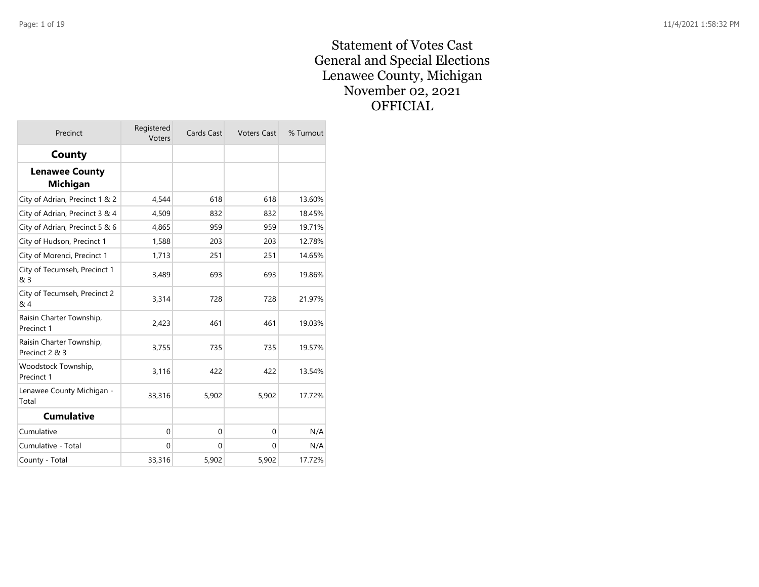# Statement of Votes Cast
# General and Special Elections
# Lenawee County, Michigan
# November 02, 2021
# OFFICIAL

| Precinct | Registered Voters | Cards Cast | Voters Cast | % Turnout |
|---|---|---|---|---|
| **County** | | | | |
| **Lenawee County Michigan** | | | | |
| City of Adrian, Precinct 1 & 2 | 4,544 | 618 | 618 | 13.60% |
| City of Adrian, Precinct 3 & 4 | 4,509 | 832 | 832 | 18.45% |
| City of Adrian, Precinct 5 & 6 | 4,865 | 959 | 959 | 19.71% |
| City of Hudson, Precinct 1 | 1,588 | 203 | 203 | 12.78% |
| City of Morenci, Precinct 1 | 1,713 | 251 | 251 | 14.65% |
| City of Tecumseh, Precinct 1 & 3 | 3,489 | 693 | 693 | 19.86% |
| City of Tecumseh, Precinct 2 & 4 | 3,314 | 728 | 728 | 21.97% |
| Raisin Charter Township, Precinct 1 | 2,423 | 461 | 461 | 19.03% |
| Raisin Charter Township, Precinct 2 & 3 | 3,755 | 735 | 735 | 19.57% |
| Woodstock Township, Precinct 1 | 3,116 | 422 | 422 | 13.54% |
| Lenawee County Michigan - Total | 33,316 | 5,902 | 5,902 | 17.72% |
| **Cumulative** | | | | |
| Cumulative | 0 | 0 | 0 | N/A |
| Cumulative - Total | 0 | 0 | 0 | N/A |
| County - Total | 33,316 | 5,902 | 5,902 | 17.72% |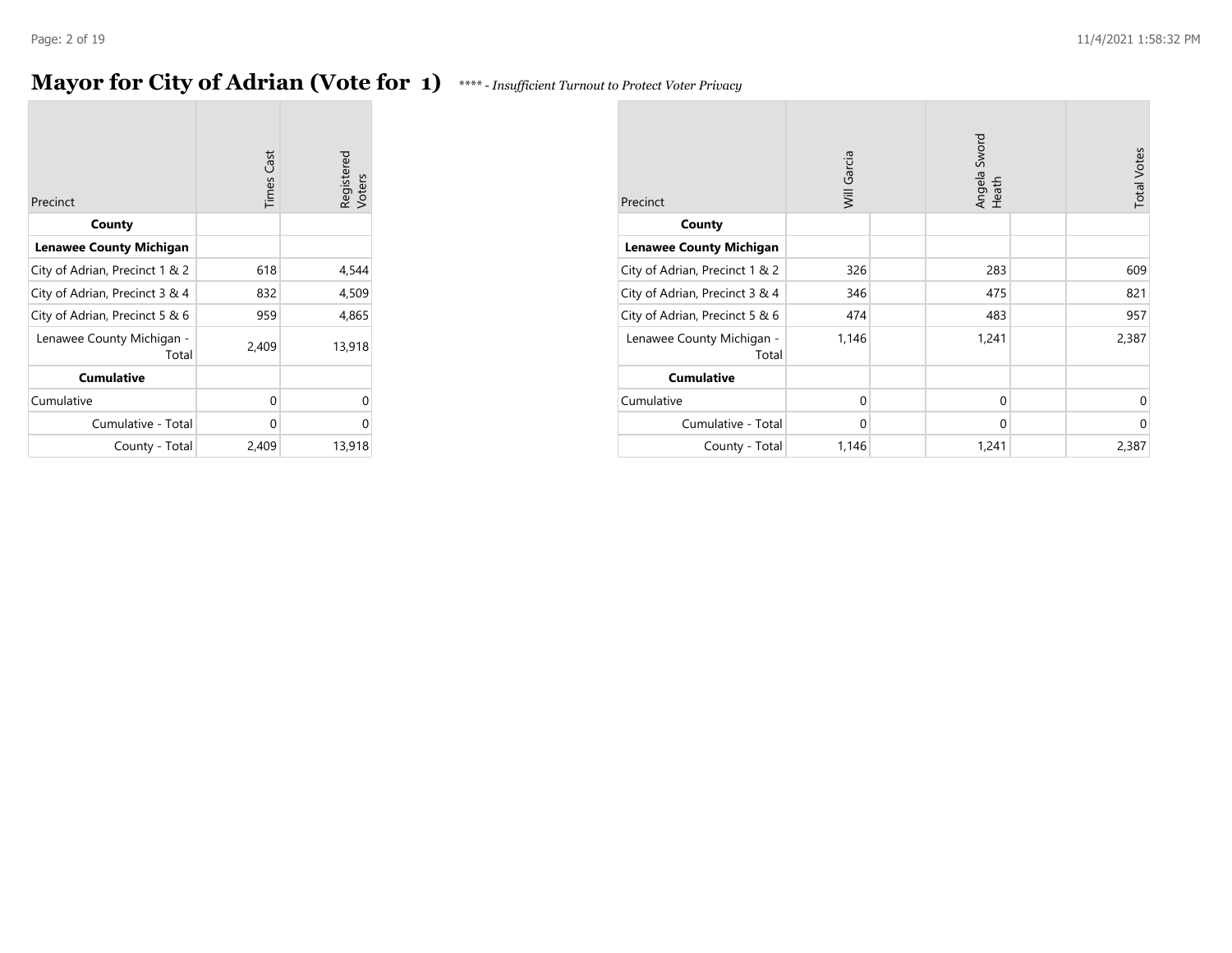# Mayor for City of Adrian (Vote for 1)

*\*\*\*\* - Insufficient Turnout to Protect Voter Privacy*

| Precinct | Times Cast | Registered Voters |
|---|---|---|
| **County** | | |
| **Lenawee County Michigan** | | |
| City of Adrian, Precinct 1 & 2 | 618 | 4,544 |
| City of Adrian, Precinct 3 & 4 | 832 | 4,509 |
| City of Adrian, Precinct 5 & 6 | 959 | 4,865 |
| Lenawee County Michigan - Total | 2,409 | 13,918 |
| **Cumulative** | | |
| Cumulative | 0 | 0 |
| Cumulative - Total | 0 | 0 |
| County - Total | 2,409 | 13,918 |

| Precinct | Will Garcia | | Angela Sword Heath | | Total Votes |
|---|---|---|---|---|---|
| **County** | | | | | |
| **Lenawee County Michigan** | | | | | |
| City of Adrian, Precinct 1 & 2 | 326 | | 283 | | 609 |
| City of Adrian, Precinct 3 & 4 | 346 | | 475 | | 821 |
| City of Adrian, Precinct 5 & 6 | 474 | | 483 | | 957 |
| Lenawee County Michigan - Total | 1,146 | | 1,241 | | 2,387 |
| **Cumulative** | | | | | |
| Cumulative | 0 | | 0 | | 0 |
| Cumulative - Total | 0 | | 0 | | 0 |
| County - Total | 1,146 | | 1,241 | | 2,387 |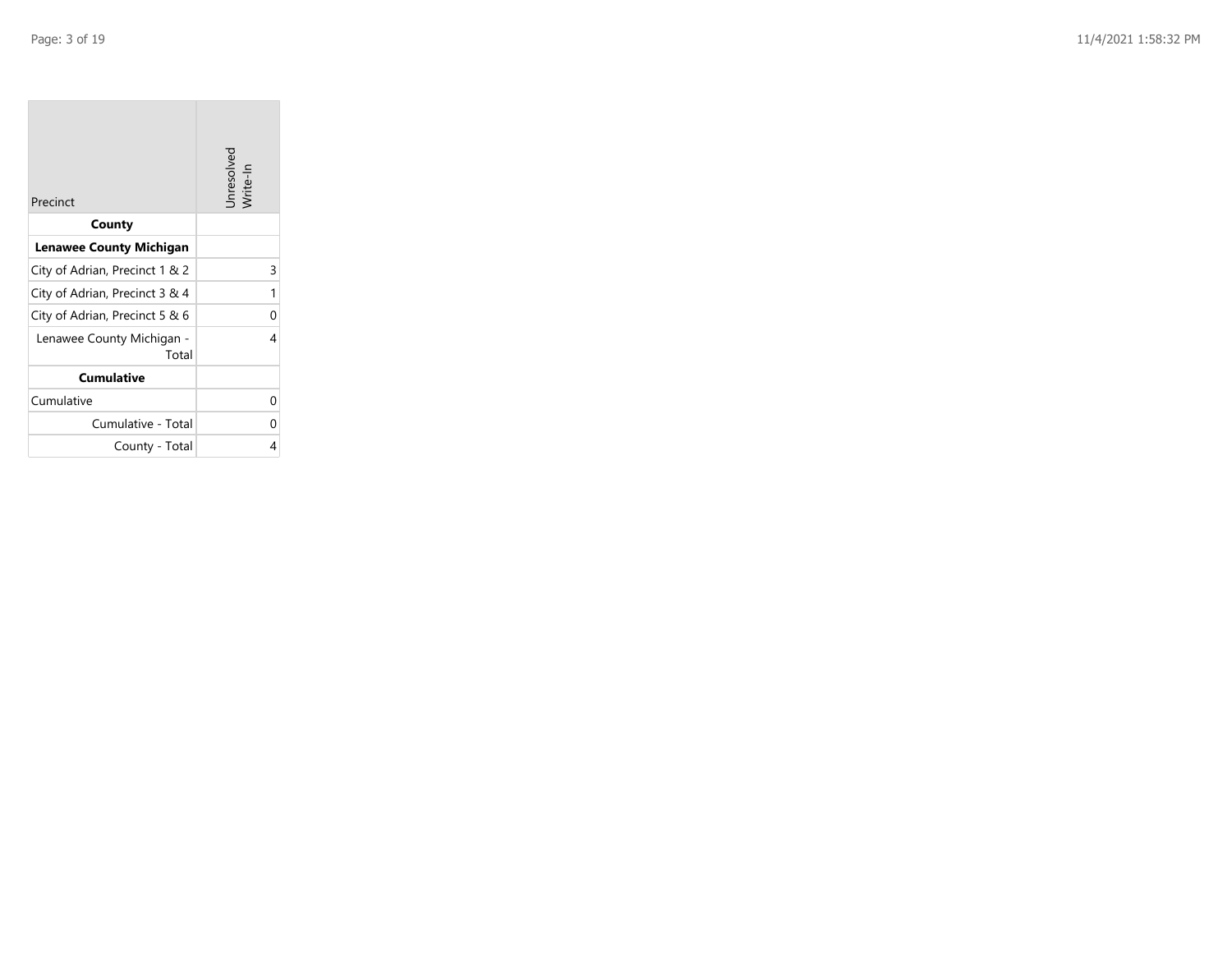| Precinct | Unresolved Write-In |
|---|---|
| **County** | |
| **Lenawee County Michigan** | |
| City of Adrian, Precinct 1 & 2 | 3 |
| City of Adrian, Precinct 3 & 4 | 1 |
| City of Adrian, Precinct 5 & 6 | 0 |
| Lenawee County Michigan - Total | 4 |
| **Cumulative** | |
| Cumulative | 0 |
| Cumulative - Total | 0 |
| County - Total | 4 |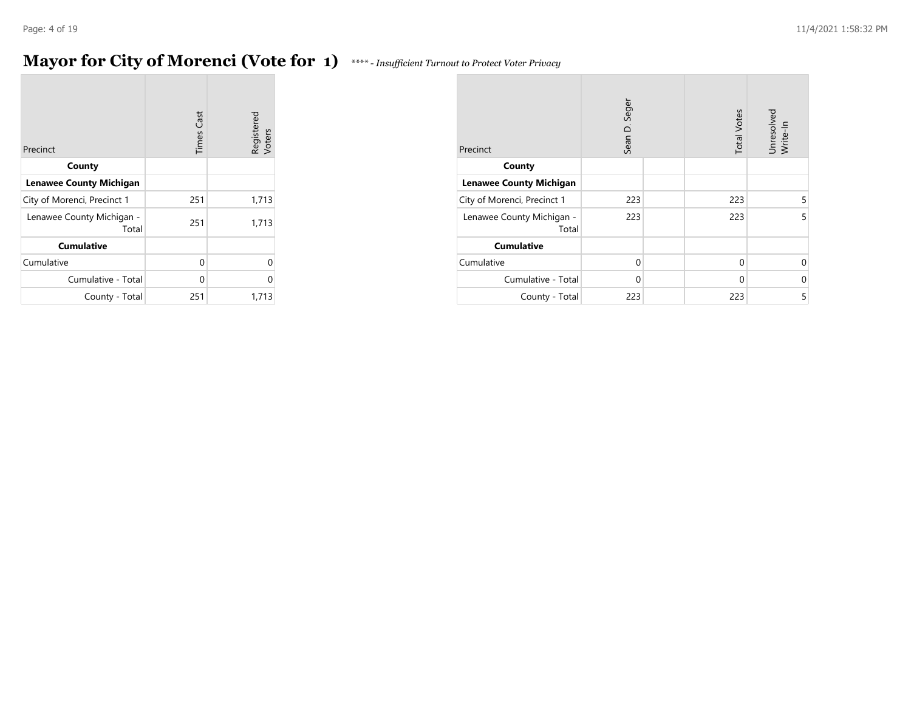# Mayor for City of Morenci (Vote for 1)

*\*\*\*\* - Insufficient Turnout to Protect Voter Privacy*

| Precinct | Times Cast | Registered Voters |
|---|---|---|
| **County** | | |
| **Lenawee County Michigan** | | |
| City of Morenci, Precinct 1 | 251 | 1,713 |
| Lenawee County Michigan - Total | 251 | 1,713 |
| **Cumulative** | | |
| Cumulative | 0 | 0 |
| Cumulative - Total | 0 | 0 |
| County - Total | 251 | 1,713 |

| Precinct | Sean D. Seger | | Total Votes | Unresolved Write-In |
|---|---|---|---|---|
| **County** | | | | |
| **Lenawee County Michigan** | | | | |
| City of Morenci, Precinct 1 | 223 | | 223 | 5 |
| Lenawee County Michigan - Total | 223 | | 223 | 5 |
| **Cumulative** | | | | |
| Cumulative | 0 | | 0 | 0 |
| Cumulative - Total | 0 | | 0 | 0 |
| County - Total | 223 | | 223 | 5 |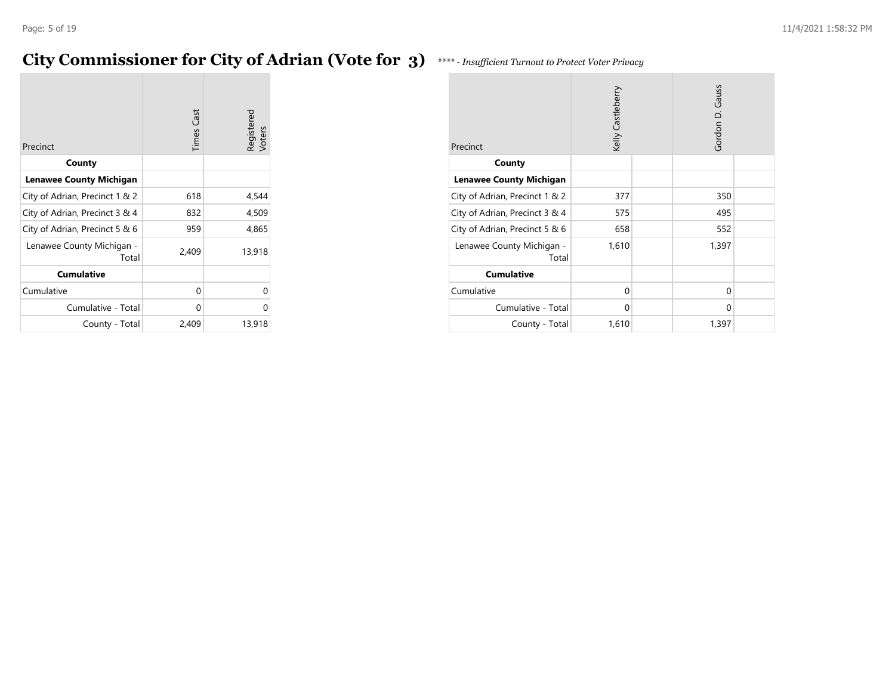# City Commissioner for City of Adrian (Vote for 3)

*\*\*\*\* - Insufficient Turnout to Protect Voter Privacy*

| Precinct | Times Cast | Registered Voters |
|---|---|---|
| **County** | | |
| **Lenawee County Michigan** | | |
| City of Adrian, Precinct 1 & 2 | 618 | 4,544 |
| City of Adrian, Precinct 3 & 4 | 832 | 4,509 |
| City of Adrian, Precinct 5 & 6 | 959 | 4,865 |
| Lenawee County Michigan - Total | 2,409 | 13,918 |
| **Cumulative** | | |
| Cumulative | 0 | 0 |
| Cumulative - Total | 0 | 0 |
| County - Total | 2,409 | 13,918 |

| Precinct | Kelly Castleberry | | Gordon D. Gauss | |
|---|---|---|---|---|
| **County** | | | | |
| **Lenawee County Michigan** | | | | |
| City of Adrian, Precinct 1 & 2 | 377 | | 350 | |
| City of Adrian, Precinct 3 & 4 | 575 | | 495 | |
| City of Adrian, Precinct 5 & 6 | 658 | | 552 | |
| Lenawee County Michigan - Total | 1,610 | | 1,397 | |
| **Cumulative** | | | | |
| Cumulative | 0 | | 0 | |
| Cumulative - Total | 0 | | 0 | |
| County - Total | 1,610 | | 1,397 | |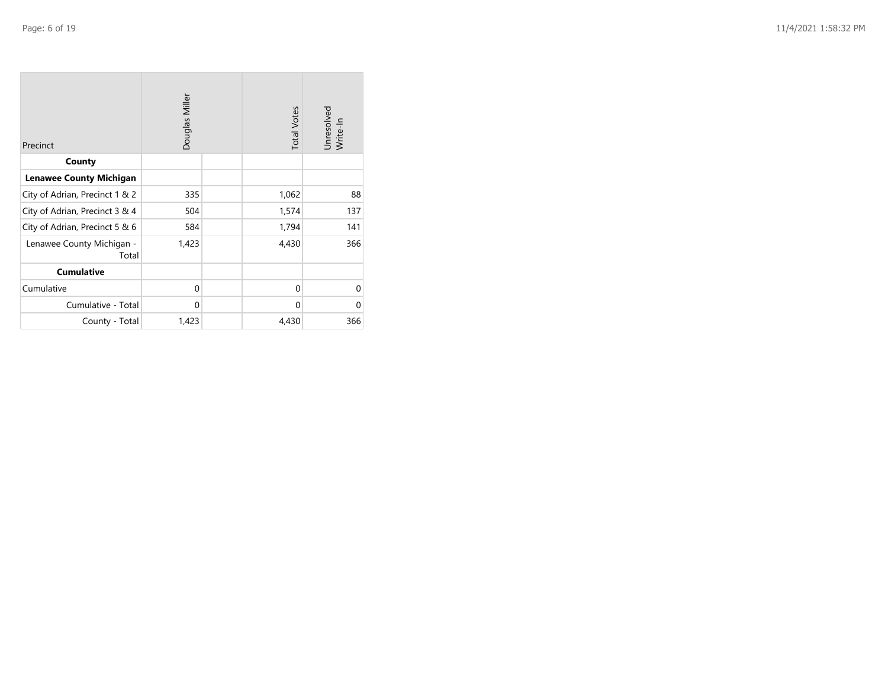| Precinct | Douglas Miller | | Total Votes | Unresolved Write-In |
|---|---|---|---|---|
| **County** | | | | |
| **Lenawee County Michigan** | | | | |
| City of Adrian, Precinct 1 & 2 | 335 | | 1,062 | 88 |
| City of Adrian, Precinct 3 & 4 | 504 | | 1,574 | 137 |
| City of Adrian, Precinct 5 & 6 | 584 | | 1,794 | 141 |
| Lenawee County Michigan - Total | 1,423 | | 4,430 | 366 |
| **Cumulative** | | | | |
| Cumulative | 0 | | 0 | 0 |
| Cumulative - Total | 0 | | 0 | 0 |
| County - Total | 1,423 | | 4,430 | 366 |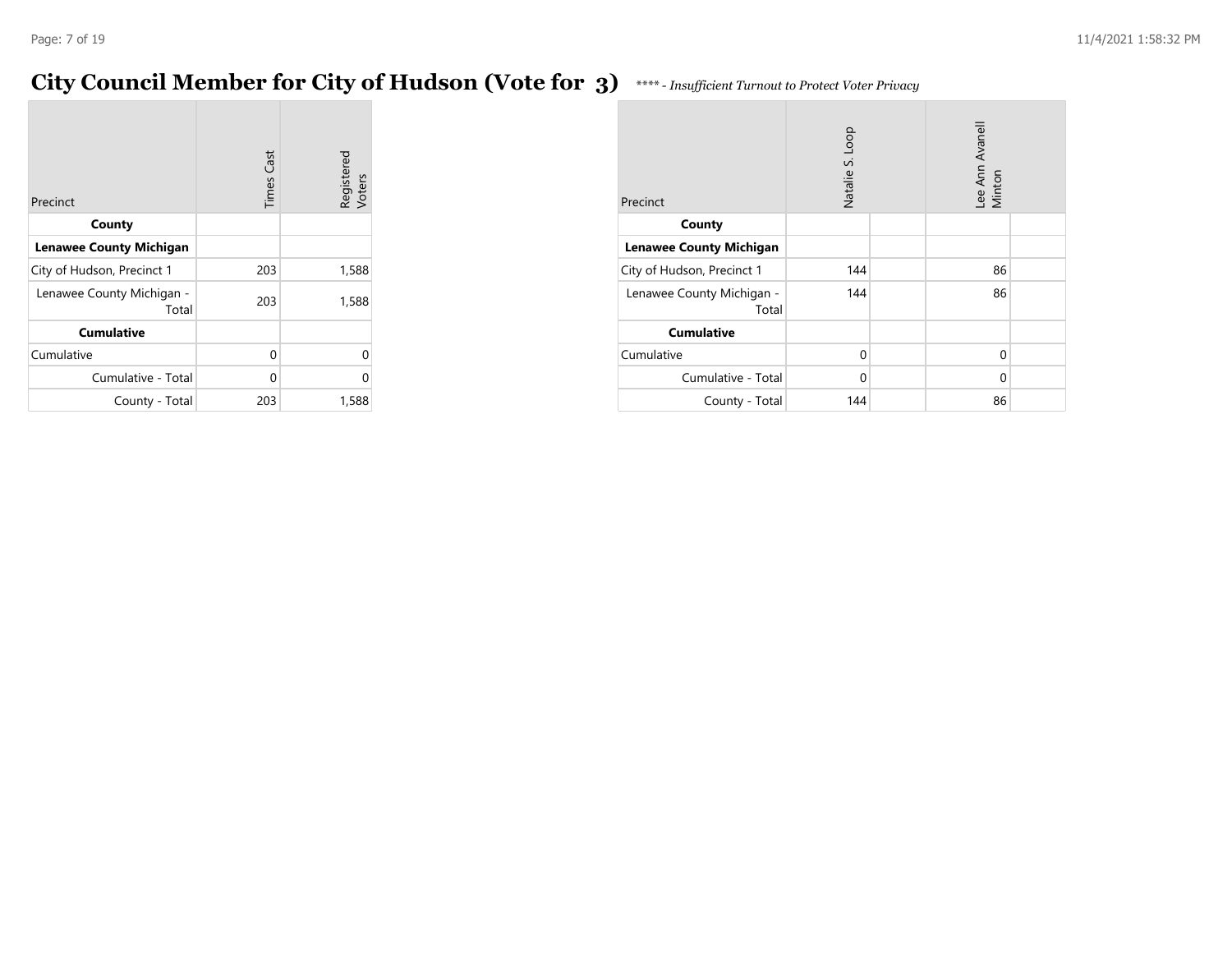# City Council Member for City of Hudson (Vote for 3)

*\*\*\*\* - Insufficient Turnout to Protect Voter Privacy*

| Precinct | Times Cast | Registered Voters |
|---|---|---|
| **County** | | |
| **Lenawee County Michigan** | | |
| City of Hudson, Precinct 1 | 203 | 1,588 |
| Lenawee County Michigan - Total | 203 | 1,588 |
| **Cumulative** | | |
| Cumulative | 0 | 0 |
| Cumulative - Total | 0 | 0 |
| County - Total | 203 | 1,588 |

| Precinct | Natalie S. Loop | | Lee Ann Avanell Minton | |
|---|---|---|---|---|
| **County** | | | | |
| **Lenawee County Michigan** | | | | |
| City of Hudson, Precinct 1 | 144 | | 86 | |
| Lenawee County Michigan - Total | 144 | | 86 | |
| **Cumulative** | | | | |
| Cumulative | 0 | | 0 | |
| Cumulative - Total | 0 | | 0 | |
| County - Total | 144 | | 86 | |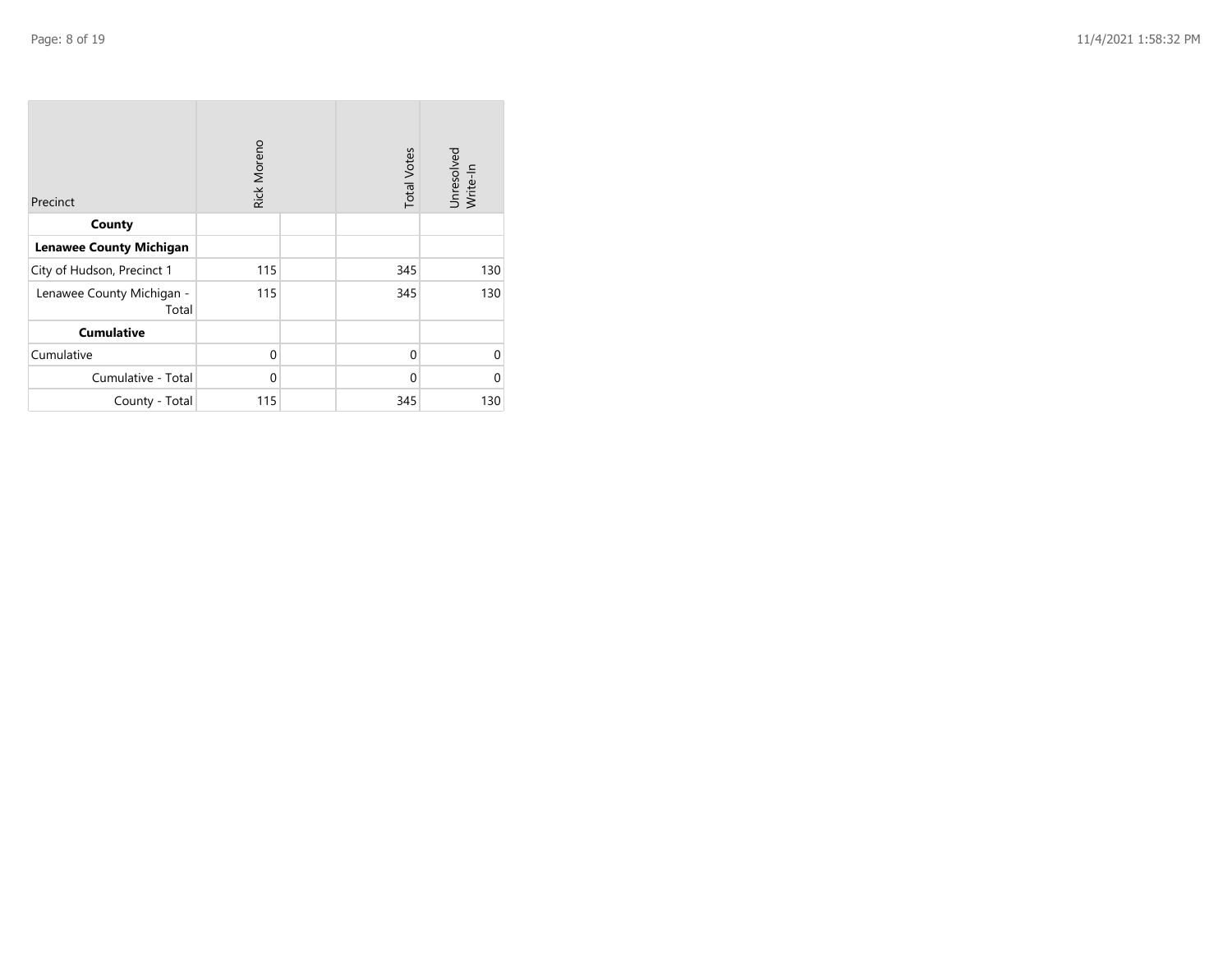| Precinct | Rick Moreno | | Total Votes | Unresolved Write-In |
|---|---|---|---|---|
| **County** | | | | |
| **Lenawee County Michigan** | | | | |
| City of Hudson, Precinct 1 | 115 | | 345 | 130 |
| Lenawee County Michigan - Total | 115 | | 345 | 130 |
| **Cumulative** | | | | |
| Cumulative | 0 | | 0 | 0 |
| Cumulative - Total | 0 | | 0 | 0 |
| County - Total | 115 | | 345 | 130 |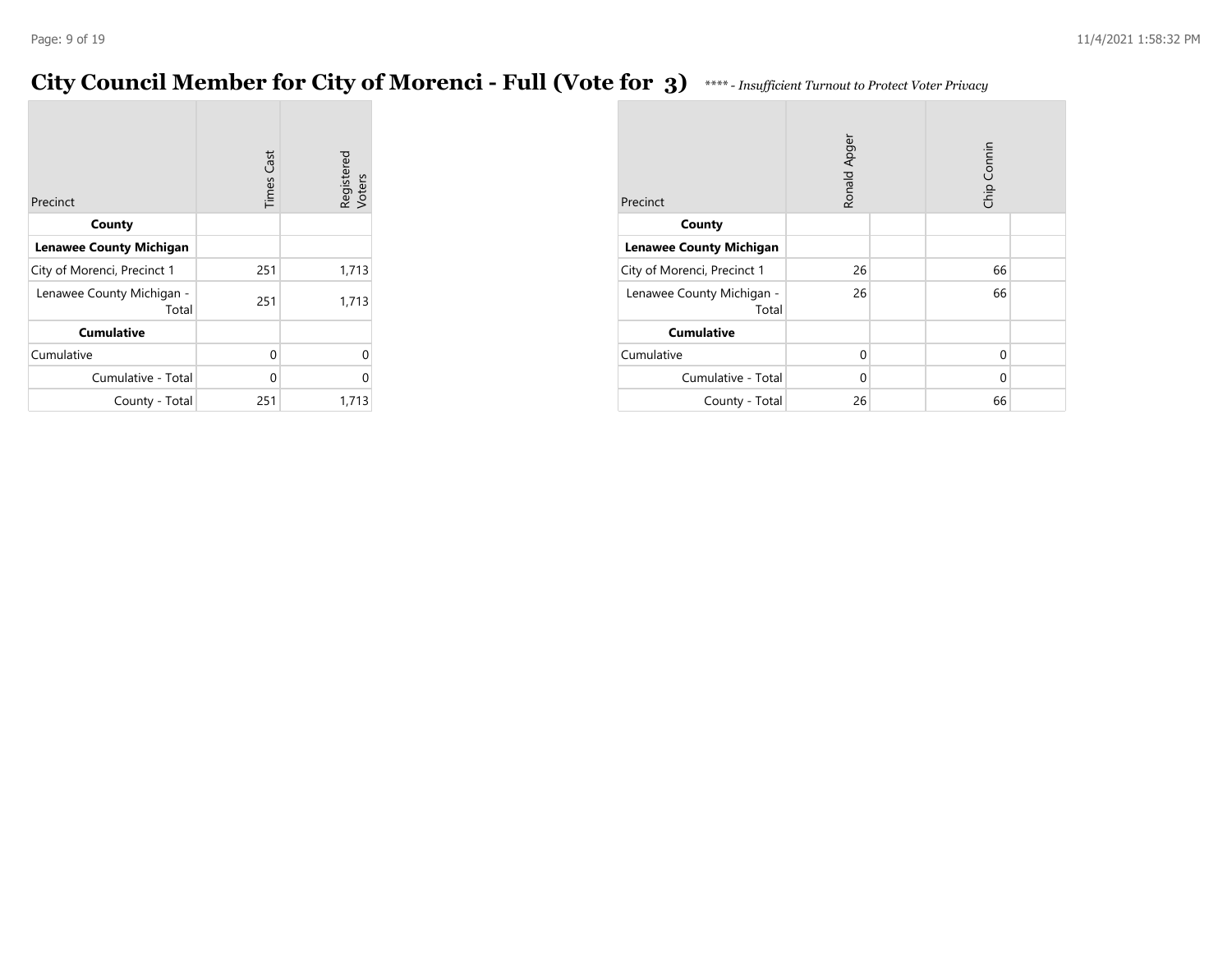# City Council Member for City of Morenci - Full (Vote for 3)

*\*\*\*\* - Insufficient Turnout to Protect Voter Privacy*

| Precinct | Times Cast | Registered Voters |
|---|---|---|
| **County** | | |
| **Lenawee County Michigan** | | |
| City of Morenci, Precinct 1 | 251 | 1,713 |
| Lenawee County Michigan - Total | 251 | 1,713 |
| **Cumulative** | | |
| Cumulative | 0 | 0 |
| Cumulative - Total | 0 | 0 |
| County - Total | 251 | 1,713 |

| Precinct | Ronald Apger | | Chip Connin | |
|---|---|---|---|---|
| **County** | | | | |
| **Lenawee County Michigan** | | | | |
| City of Morenci, Precinct 1 | 26 | | 66 | |
| Lenawee County Michigan - Total | 26 | | 66 | |
| **Cumulative** | | | | |
| Cumulative | 0 | | 0 | |
| Cumulative - Total | 0 | | 0 | |
| County - Total | 26 | | 66 | |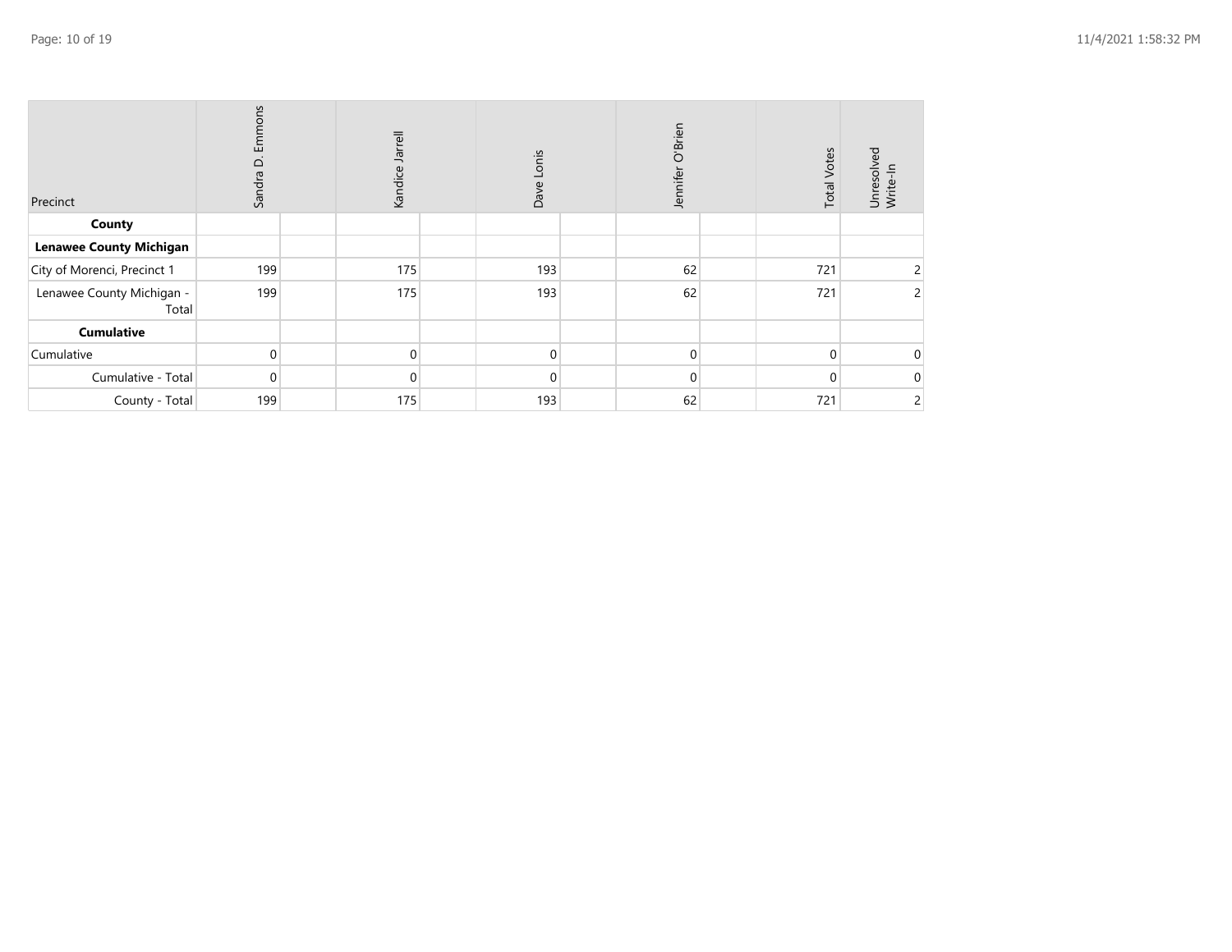| Precinct | Sandra D. Emmons | Kandice Jarrell | Dave Lonis | Jennifer O'Brien | Total Votes | Unresolved Write-In |
|---|---|---|---|---|---|---|
| **County** | | | | | | |
| **Lenawee County Michigan** | | | | | | |
| City of Morenci, Precinct 1 | 199 | 175 | 193 | 62 | 721 | 2 |
| Lenawee County Michigan - Total | 199 | 175 | 193 | 62 | 721 | 2 |
| **Cumulative** | | | | | | |
| Cumulative | 0 | 0 | 0 | 0 | 0 | 0 |
| Cumulative - Total | 0 | 0 | 0 | 0 | 0 | 0 |
| County - Total | 199 | 175 | 193 | 62 | 721 | 2 |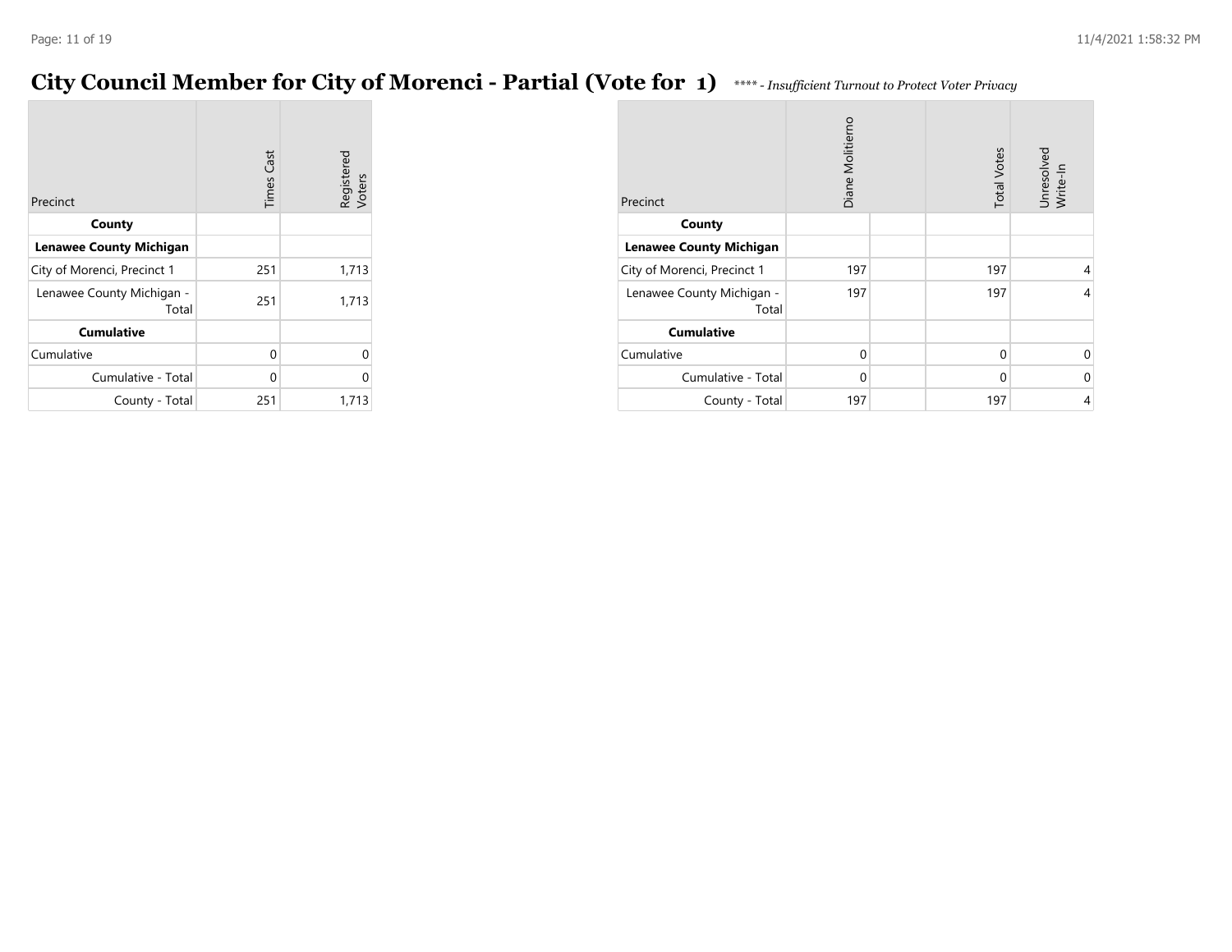# City Council Member for City of Morenci - Partial (Vote for 1)

*\*\*\*\* - Insufficient Turnout to Protect Voter Privacy*

| Precinct | Times Cast | Registered Voters |
|---|---|---|
| **County** | | |
| **Lenawee County Michigan** | | |
| City of Morenci, Precinct 1 | 251 | 1,713 |
| Lenawee County Michigan - Total | 251 | 1,713 |
| **Cumulative** | | |
| Cumulative | 0 | 0 |
| Cumulative - Total | 0 | 0 |
| County - Total | 251 | 1,713 |

| Precinct | Diane Molitierno | | Total Votes | Unresolved Write-In |
|---|---|---|---|---|
| **County** | | | | |
| **Lenawee County Michigan** | | | | |
| City of Morenci, Precinct 1 | 197 | | 197 | 4 |
| Lenawee County Michigan - Total | 197 | | 197 | 4 |
| **Cumulative** | | | | |
| Cumulative | 0 | | 0 | 0 |
| Cumulative - Total | 0 | | 0 | 0 |
| County - Total | 197 | | 197 | 4 |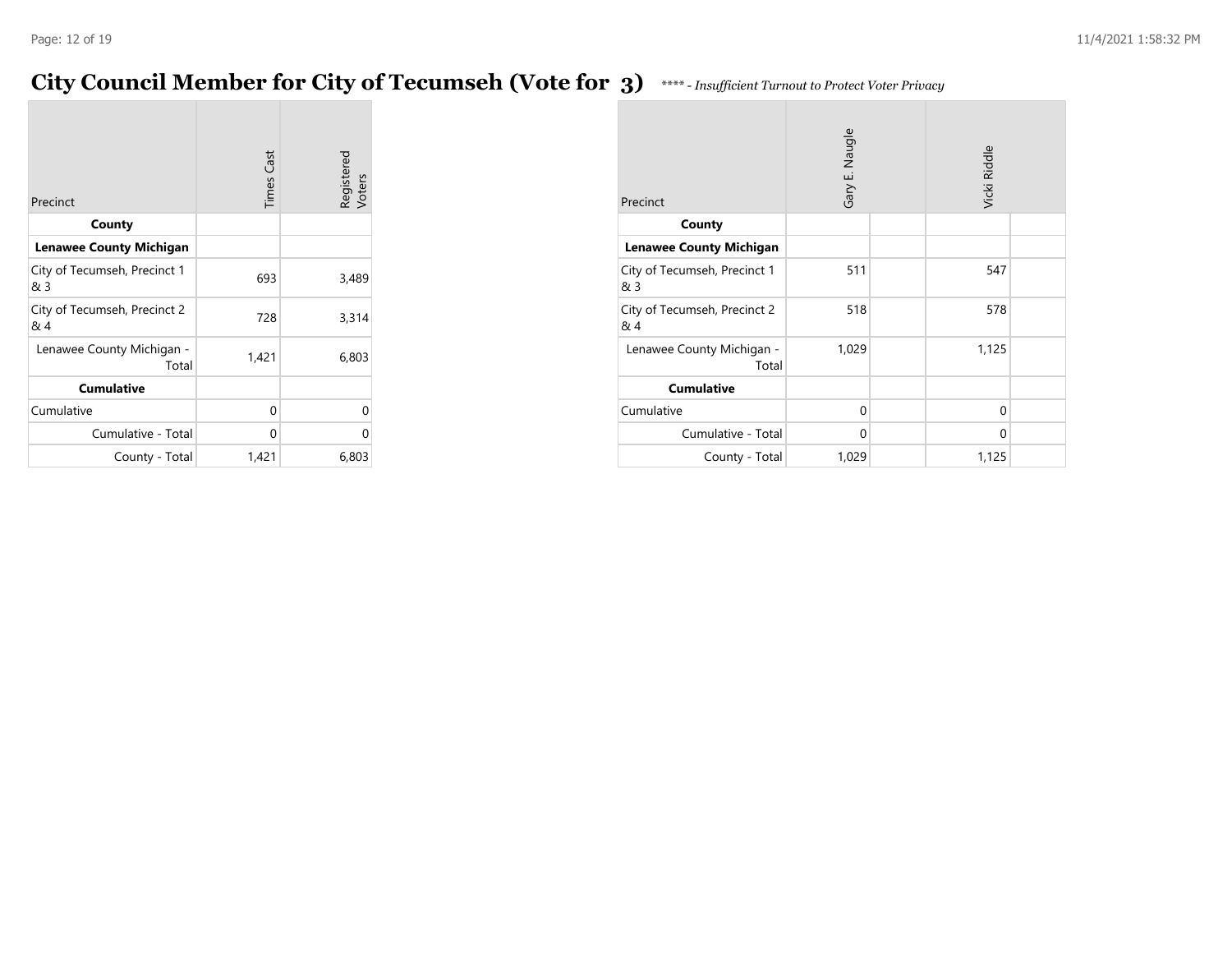# City Council Member for City of Tecumseh (Vote for 3)

*\*\*\*\* - Insufficient Turnout to Protect Voter Privacy*

| Precinct | Times Cast | Registered Voters |
|---|---|---|
| **County** | | |
| **Lenawee County Michigan** | | |
| City of Tecumseh, Precinct 1 & 3 | 693 | 3,489 |
| City of Tecumseh, Precinct 2 & 4 | 728 | 3,314 |
| Lenawee County Michigan - Total | 1,421 | 6,803 |
| **Cumulative** | | |
| Cumulative | 0 | 0 |
| Cumulative - Total | 0 | 0 |
| County - Total | 1,421 | 6,803 |

| Precinct | Gary E. Naugle | | Vicki Riddle | |
|---|---|---|---|---|
| **County** | | | | |
| **Lenawee County Michigan** | | | | |
| City of Tecumseh, Precinct 1 & 3 | 511 | | 547 | |
| City of Tecumseh, Precinct 2 & 4 | 518 | | 578 | |
| Lenawee County Michigan - Total | 1,029 | | 1,125 | |
| **Cumulative** | | | | |
| Cumulative | 0 | | 0 | |
| Cumulative - Total | 0 | | 0 | |
| County - Total | 1,029 | | 1,125 | |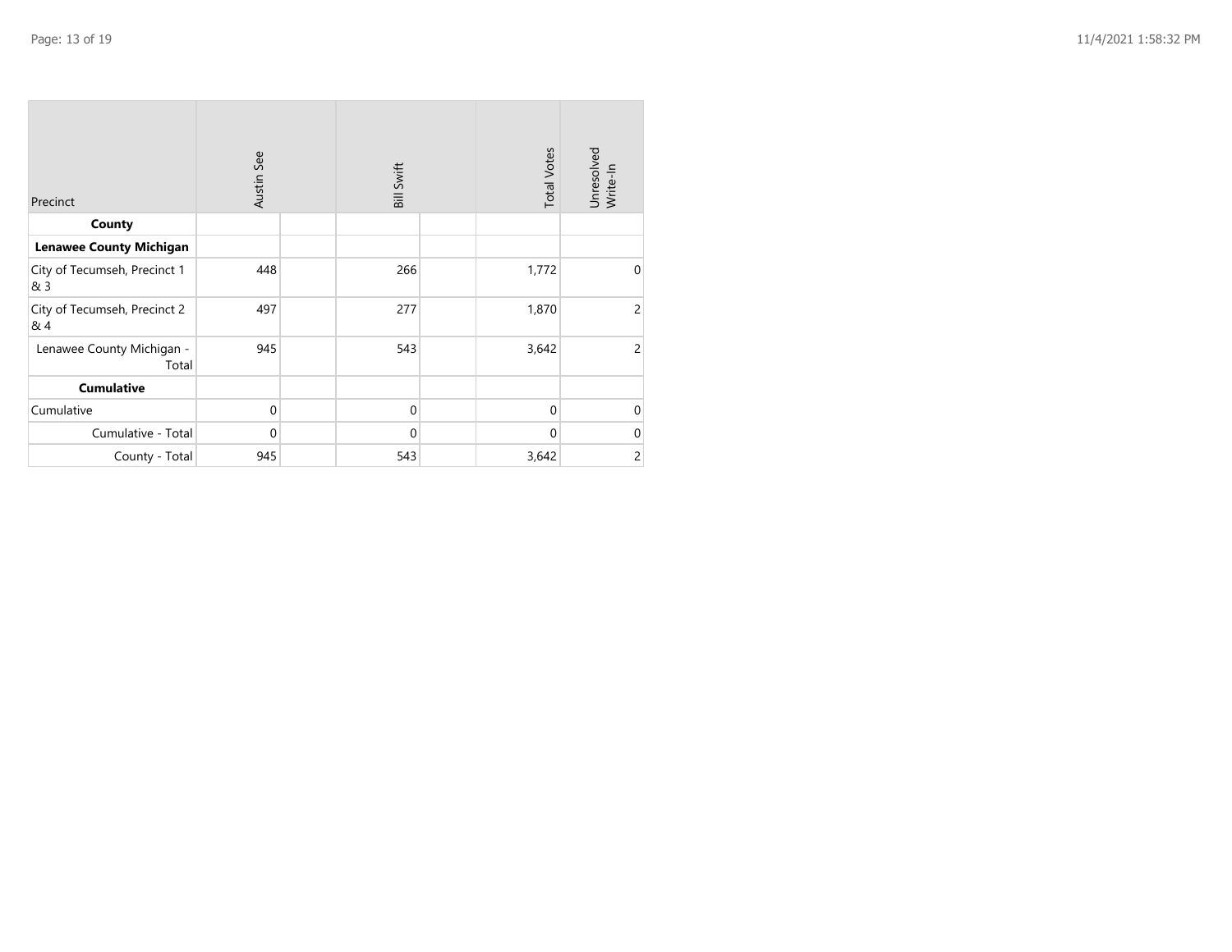| Precinct | Austin See | | Bill Swift | | Total Votes | Unresolved Write-In |
|---|---|---|---|---|---|---|
| **County** | | | | | | |
| **Lenawee County Michigan** | | | | | | |
| City of Tecumseh, Precinct 1 & 3 | 448 | | 266 | | 1,772 | 0 |
| City of Tecumseh, Precinct 2 & 4 | 497 | | 277 | | 1,870 | 2 |
| Lenawee County Michigan - Total | 945 | | 543 | | 3,642 | 2 |
| **Cumulative** | | | | | | |
| Cumulative | 0 | | 0 | | 0 | 0 |
| Cumulative - Total | 0 | | 0 | | 0 | 0 |
| County - Total | 945 | | 543 | | 3,642 | 2 |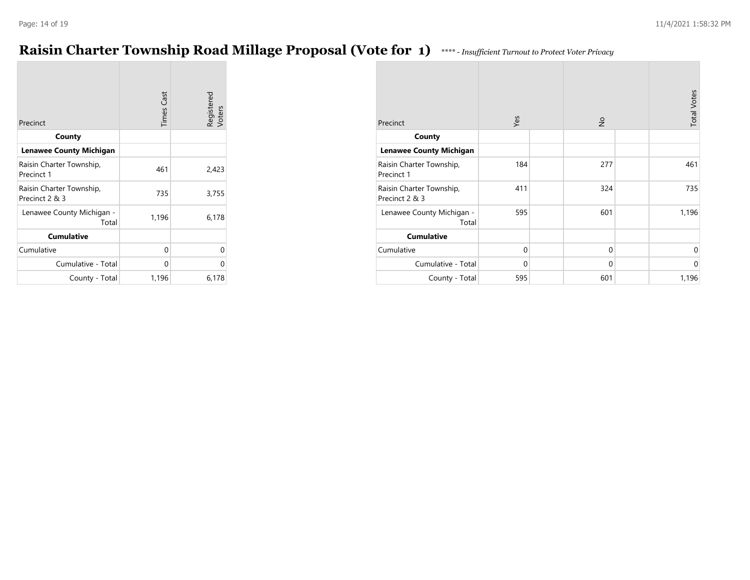# Raisin Charter Township Road Millage Proposal (Vote for 1)

*\*\*\*\* - Insufficient Turnout to Protect Voter Privacy*

| Precinct | Times Cast | Registered Voters |
|---|---|---|
| **County** | | |
| **Lenawee County Michigan** | | |
| Raisin Charter Township, Precinct 1 | 461 | 2,423 |
| Raisin Charter Township, Precinct 2 & 3 | 735 | 3,755 |
| Lenawee County Michigan - Total | 1,196 | 6,178 |
| **Cumulative** | | |
| Cumulative | 0 | 0 |
| Cumulative - Total | 0 | 0 |
| County - Total | 1,196 | 6,178 |

| Precinct | Yes | | No | | Total Votes |
|---|---|---|---|---|---|
| **County** | | | | | |
| **Lenawee County Michigan** | | | | | |
| Raisin Charter Township, Precinct 1 | 184 | | 277 | | 461 |
| Raisin Charter Township, Precinct 2 & 3 | 411 | | 324 | | 735 |
| Lenawee County Michigan - Total | 595 | | 601 | | 1,196 |
| **Cumulative** | | | | | |
| Cumulative | 0 | | 0 | | 0 |
| Cumulative - Total | 0 | | 0 | | 0 |
| County - Total | 595 | | 601 | | 1,196 |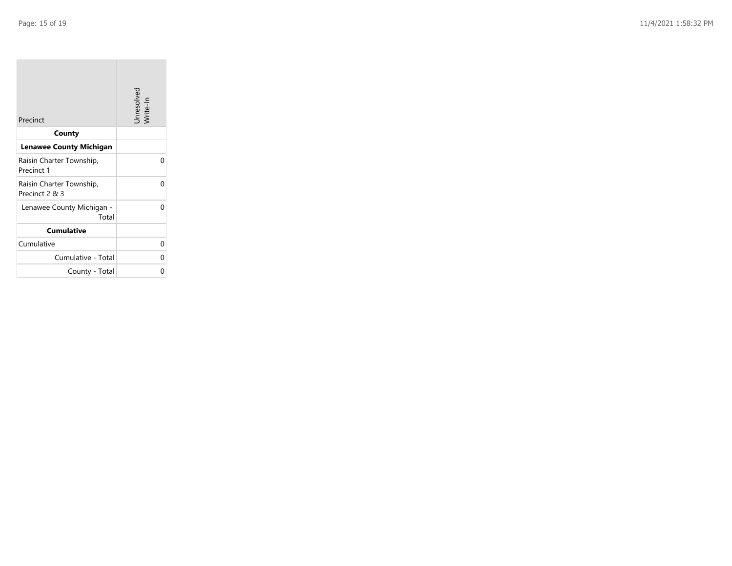| Precinct | Unresolved Write-In |
|---|---|
| **County** | |
| **Lenawee County Michigan** | |
| Raisin Charter Township, Precinct 1 | 0 |
| Raisin Charter Township, Precinct 2 & 3 | 0 |
| Lenawee County Michigan - Total | 0 |
| **Cumulative** | |
| Cumulative | 0 |
| Cumulative - Total | 0 |
| County - Total | 0 |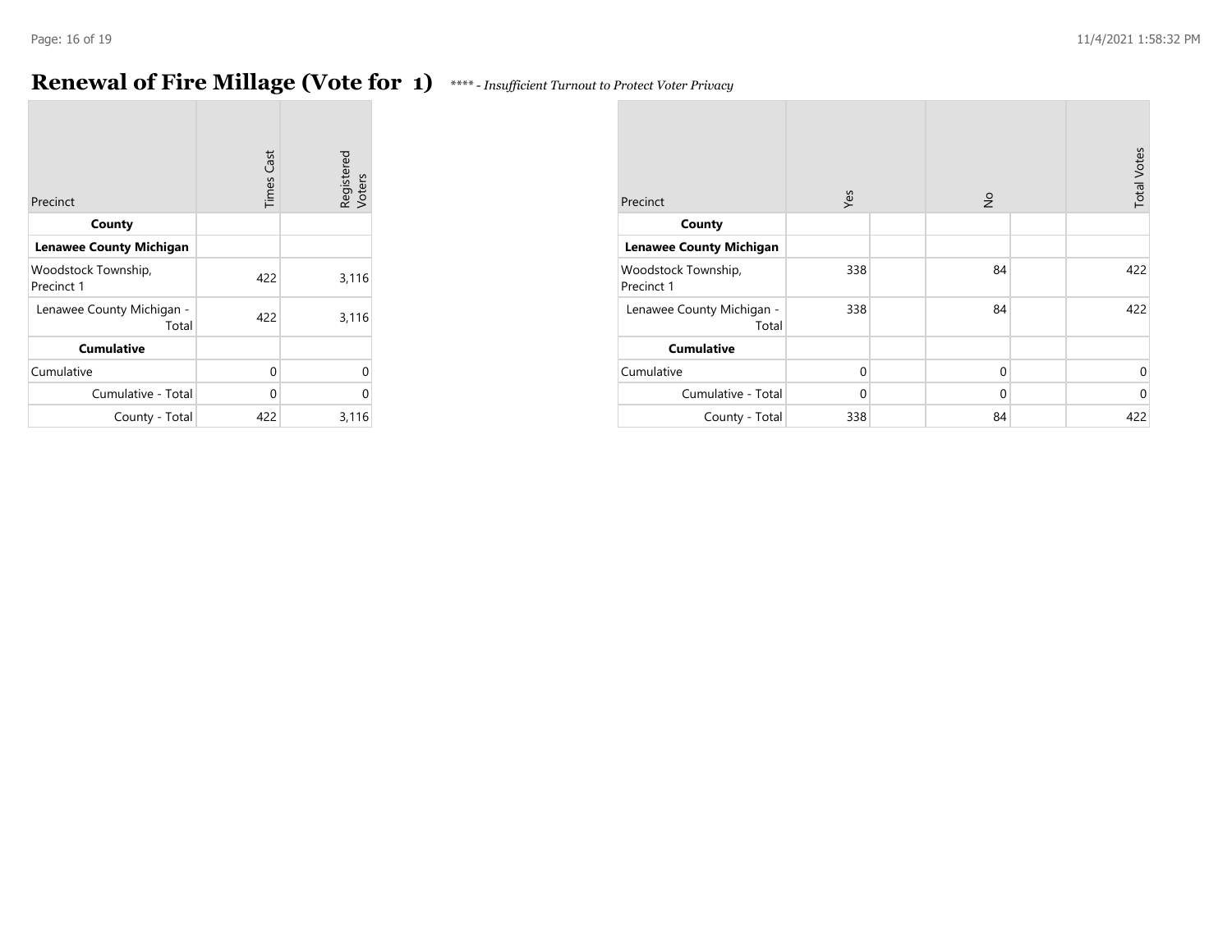# Renewal of Fire Millage (Vote for 1)

*\*\*\*\* - Insufficient Turnout to Protect Voter Privacy*

| Precinct | Times Cast | Registered Voters |
|---|---|---|
| **County** | | |
| **Lenawee County Michigan** | | |
| Woodstock Township, Precinct 1 | 422 | 3,116 |
| Lenawee County Michigan - Total | 422 | 3,116 |
| **Cumulative** | | |
| Cumulative | 0 | 0 |
| Cumulative - Total | 0 | 0 |
| County - Total | 422 | 3,116 |

| Precinct | Yes | | No | | Total Votes |
|---|---|---|---|---|---|
| **County** | | | | | |
| **Lenawee County Michigan** | | | | | |
| Woodstock Township, Precinct 1 | 338 | | 84 | | 422 |
| Lenawee County Michigan - Total | 338 | | 84 | | 422 |
| **Cumulative** | | | | | |
| Cumulative | 0 | | 0 | | 0 |
| Cumulative - Total | 0 | | 0 | | 0 |
| County - Total | 338 | | 84 | | 422 |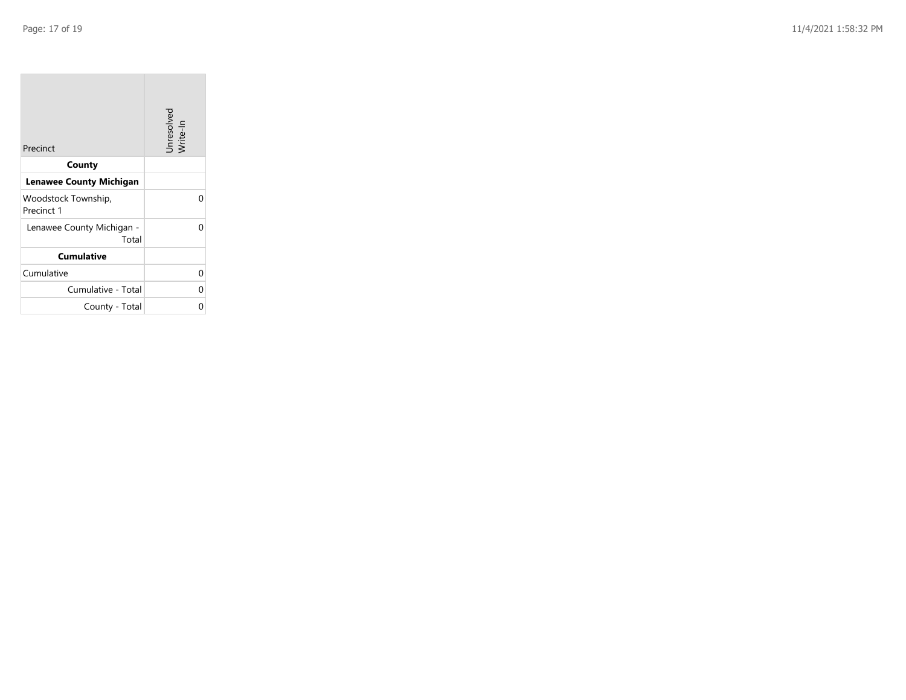| Precinct | Unresolved Write-In |
| --- | --- |
| **County** | |
| **Lenawee County Michigan** | |
| Woodstock Township, Precinct 1 | 0 |
| Lenawee County Michigan - Total | 0 |
| **Cumulative** | |
| Cumulative | 0 |
| Cumulative - Total | 0 |
| County - Total | 0 |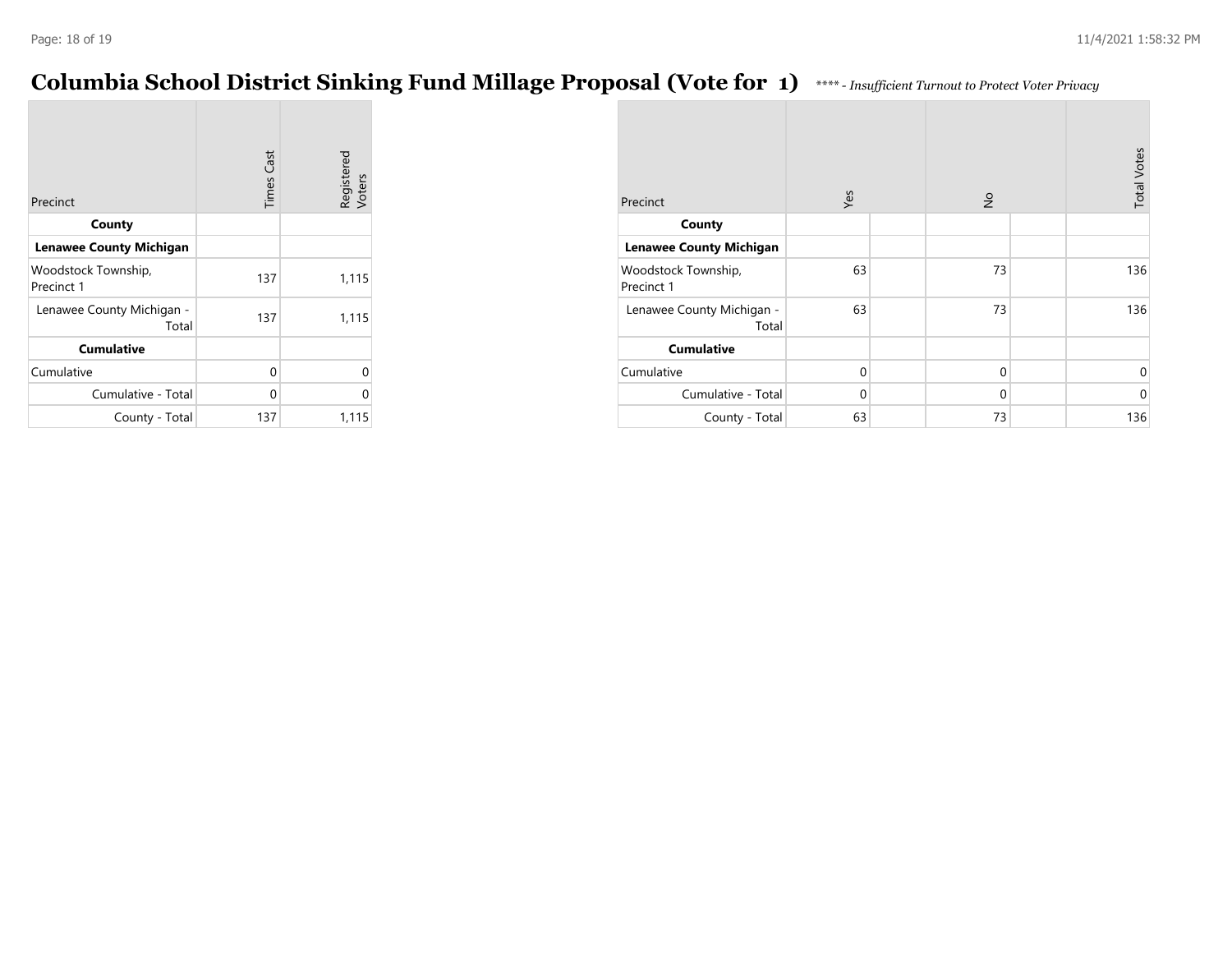# Columbia School District Sinking Fund Millage Proposal (Vote for 1)

*\*\*\*\* - Insufficient Turnout to Protect Voter Privacy*

| Precinct | Times Cast | Registered Voters |
|---|---|---|
| **County** | | |
| **Lenawee County Michigan** | | |
| Woodstock Township, Precinct 1 | 137 | 1,115 |
| Lenawee County Michigan - Total | 137 | 1,115 |
| **Cumulative** | | |
| Cumulative | 0 | 0 |
| Cumulative - Total | 0 | 0 |
| County - Total | 137 | 1,115 |

| Precinct | Yes | | No | | Total Votes |
|---|---|---|---|---|---|
| **County** | | | | | |
| **Lenawee County Michigan** | | | | | |
| Woodstock Township, Precinct 1 | 63 | | 73 | | 136 |
| Lenawee County Michigan - Total | 63 | | 73 | | 136 |
| **Cumulative** | | | | | |
| Cumulative | 0 | | 0 | | 0 |
| Cumulative - Total | 0 | | 0 | | 0 |
| County - Total | 63 | | 73 | | 136 |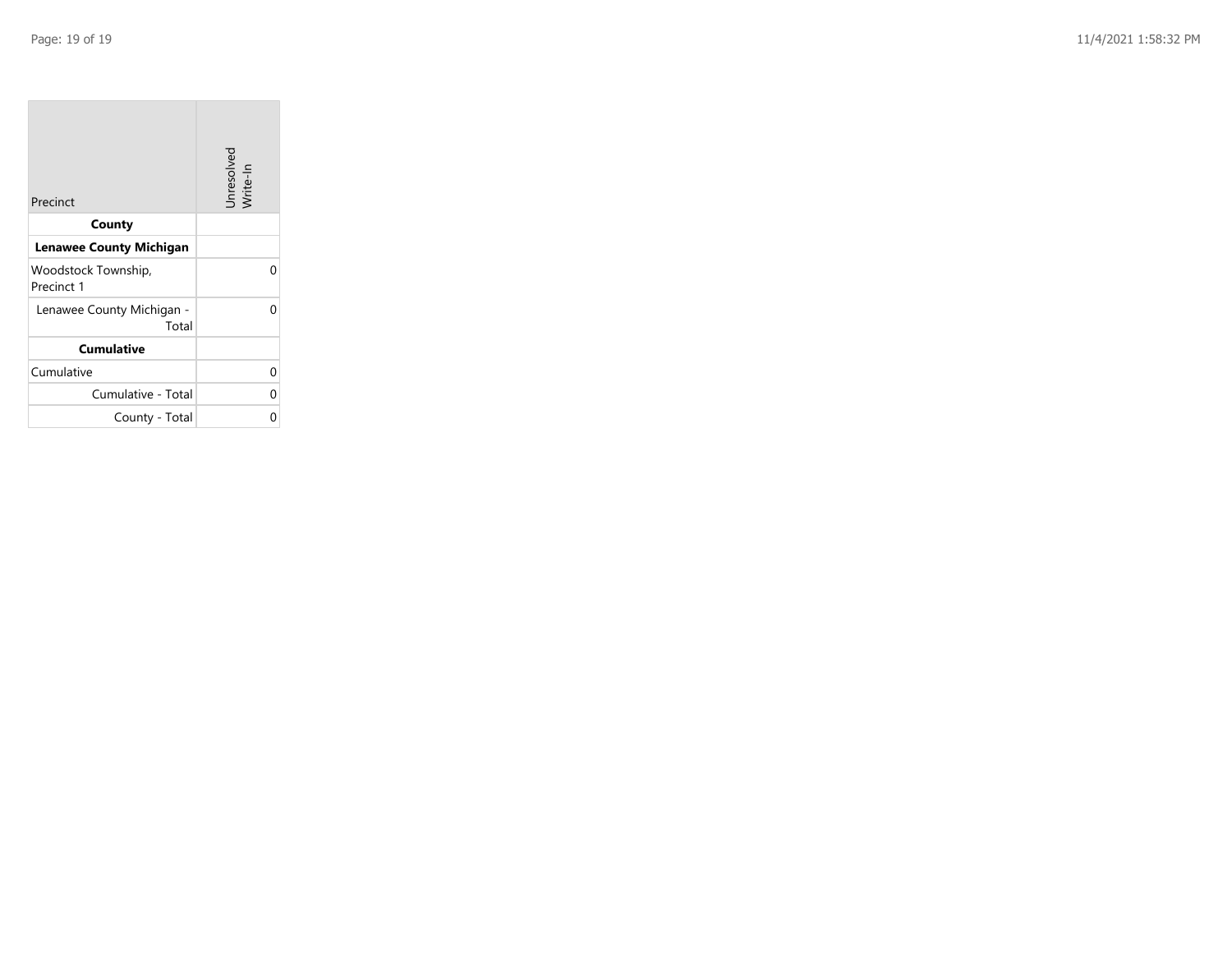| Precinct | Unresolved Write-In |
| --- | --- |
| **County** | |
| **Lenawee County Michigan** | |
| Woodstock Township, Precinct 1 | 0 |
| Lenawee County Michigan - Total | 0 |
| **Cumulative** | |
| Cumulative | 0 |
| Cumulative - Total | 0 |
| County - Total | 0 |